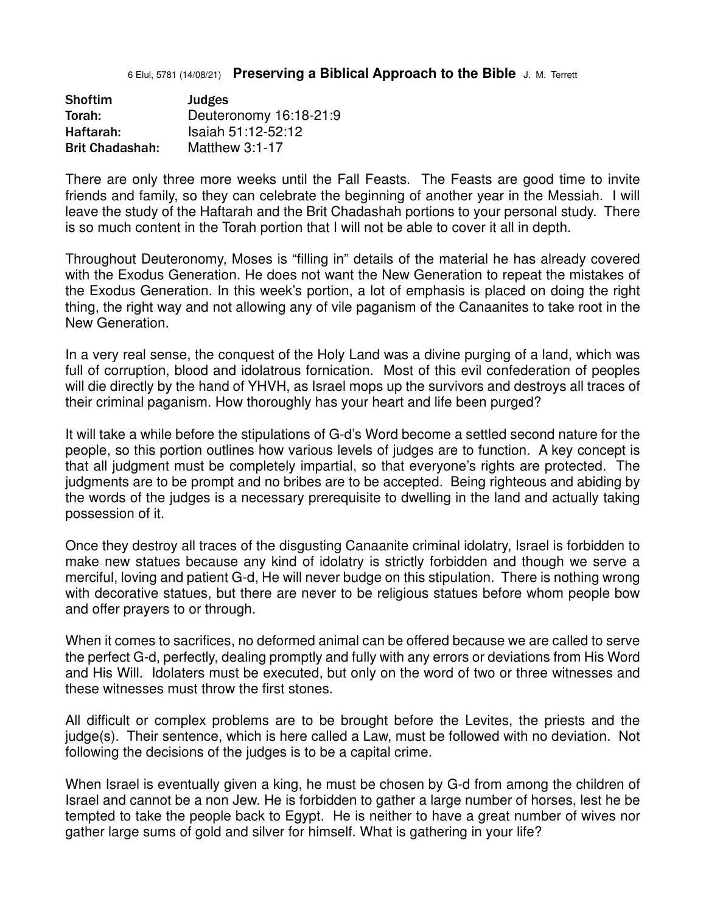6 Elul, 5781 (14/08/21) **Preserving a Biblical Approach to the Bible** J. M. Terrett

| **Shoftim** | **Judges** |
| --- | --- |
| **Torah:** | Deuteronomy 16:18-21:9 |
| **Haftarah:** | Isaiah 51:12-52:12 |
| **Brit Chadashah:** | Matthew 3:1-17 |

There are only three more weeks until the Fall Feasts. The Feasts are good time to invite friends and family, so they can celebrate the beginning of another year in the Messiah. I will leave the study of the Haftarah and the Brit Chadashah portions to your personal study. There is so much content in the Torah portion that I will not be able to cover it all in depth.

Throughout Deuteronomy, Moses is "filling in" details of the material he has already covered with the Exodus Generation. He does not want the New Generation to repeat the mistakes of the Exodus Generation. In this week's portion, a lot of emphasis is placed on doing the right thing, the right way and not allowing any of vile paganism of the Canaanites to take root in the New Generation.

In a very real sense, the conquest of the Holy Land was a divine purging of a land, which was full of corruption, blood and idolatrous fornication. Most of this evil confederation of peoples will die directly by the hand of YHVH, as Israel mops up the survivors and destroys all traces of their criminal paganism. How thoroughly has your heart and life been purged?

It will take a while before the stipulations of G-d's Word become a settled second nature for the people, so this portion outlines how various levels of judges are to function. A key concept is that all judgment must be completely impartial, so that everyone's rights are protected. The judgments are to be prompt and no bribes are to be accepted. Being righteous and abiding by the words of the judges is a necessary prerequisite to dwelling in the land and actually taking possession of it.

Once they destroy all traces of the disgusting Canaanite criminal idolatry, Israel is forbidden to make new statues because any kind of idolatry is strictly forbidden and though we serve a merciful, loving and patient G-d, He will never budge on this stipulation. There is nothing wrong with decorative statues, but there are never to be religious statues before whom people bow and offer prayers to or through.

When it comes to sacrifices, no deformed animal can be offered because we are called to serve the perfect G-d, perfectly, dealing promptly and fully with any errors or deviations from His Word and His Will. Idolaters must be executed, but only on the word of two or three witnesses and these witnesses must throw the first stones.

All difficult or complex problems are to be brought before the Levites, the priests and the judge(s). Their sentence, which is here called a Law, must be followed with no deviation. Not following the decisions of the judges is to be a capital crime.

When Israel is eventually given a king, he must be chosen by G-d from among the children of Israel and cannot be a non Jew. He is forbidden to gather a large number of horses, lest he be tempted to take the people back to Egypt. He is neither to have a great number of wives nor gather large sums of gold and silver for himself. What is gathering in your life?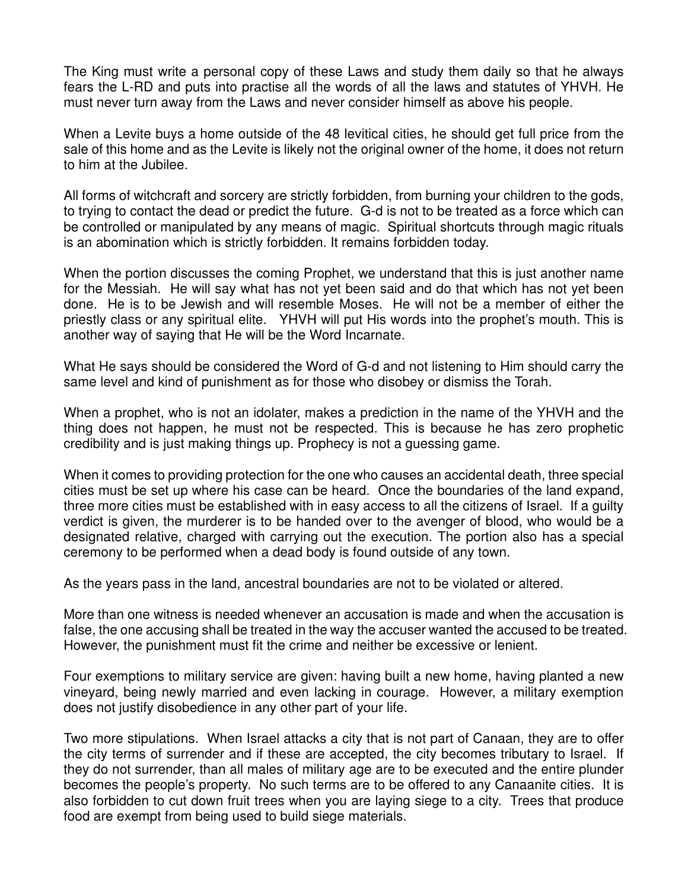The King must write a personal copy of these Laws and study them daily so that he always fears the L-RD and puts into practise all the words of all the laws and statutes of YHVH. He must never turn away from the Laws and never consider himself as above his people.

When a Levite buys a home outside of the 48 levitical cities, he should get full price from the sale of this home and as the Levite is likely not the original owner of the home, it does not return to him at the Jubilee.

All forms of witchcraft and sorcery are strictly forbidden, from burning your children to the gods, to trying to contact the dead or predict the future. G-d is not to be treated as a force which can be controlled or manipulated by any means of magic. Spiritual shortcuts through magic rituals is an abomination which is strictly forbidden. It remains forbidden today.

When the portion discusses the coming Prophet, we understand that this is just another name for the Messiah. He will say what has not yet been said and do that which has not yet been done. He is to be Jewish and will resemble Moses. He will not be a member of either the priestly class or any spiritual elite. YHVH will put His words into the prophet's mouth. This is another way of saying that He will be the Word Incarnate.

What He says should be considered the Word of G-d and not listening to Him should carry the same level and kind of punishment as for those who disobey or dismiss the Torah.

When a prophet, who is not an idolater, makes a prediction in the name of the YHVH and the thing does not happen, he must not be respected. This is because he has zero prophetic credibility and is just making things up. Prophecy is not a guessing game.

When it comes to providing protection for the one who causes an accidental death, three special cities must be set up where his case can be heard. Once the boundaries of the land expand, three more cities must be established with in easy access to all the citizens of Israel. If a guilty verdict is given, the murderer is to be handed over to the avenger of blood, who would be a designated relative, charged with carrying out the execution. The portion also has a special ceremony to be performed when a dead body is found outside of any town.

As the years pass in the land, ancestral boundaries are not to be violated or altered.

More than one witness is needed whenever an accusation is made and when the accusation is false, the one accusing shall be treated in the way the accuser wanted the accused to be treated. However, the punishment must fit the crime and neither be excessive or lenient.

Four exemptions to military service are given: having built a new home, having planted a new vineyard, being newly married and even lacking in courage. However, a military exemption does not justify disobedience in any other part of your life.

Two more stipulations. When Israel attacks a city that is not part of Canaan, they are to offer the city terms of surrender and if these are accepted, the city becomes tributary to Israel. If they do not surrender, than all males of military age are to be executed and the entire plunder becomes the people's property. No such terms are to be offered to any Canaanite cities. It is also forbidden to cut down fruit trees when you are laying siege to a city. Trees that produce food are exempt from being used to build siege materials.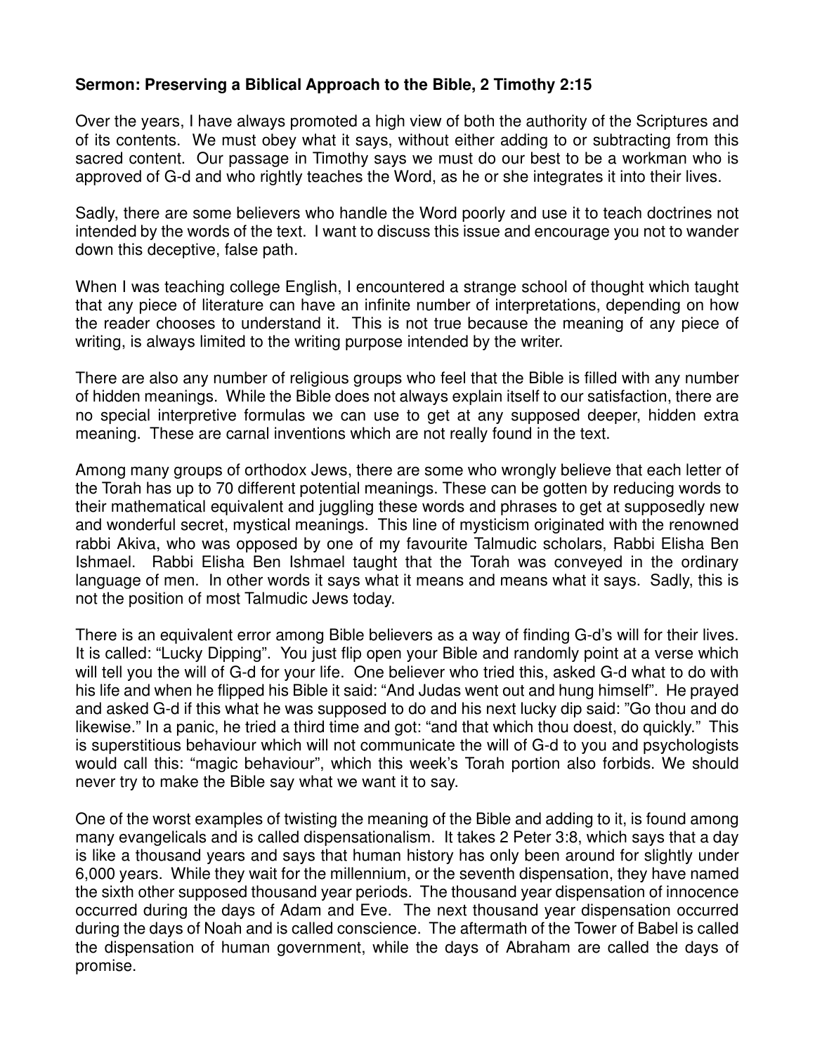**Sermon: Preserving a Biblical Approach to the Bible, 2 Timothy 2:15**

Over the years, I have always promoted a high view of both the authority of the Scriptures and of its contents. We must obey what it says, without either adding to or subtracting from this sacred content. Our passage in Timothy says we must do our best to be a workman who is approved of G-d and who rightly teaches the Word, as he or she integrates it into their lives.

Sadly, there are some believers who handle the Word poorly and use it to teach doctrines not intended by the words of the text. I want to discuss this issue and encourage you not to wander down this deceptive, false path.

When I was teaching college English, I encountered a strange school of thought which taught that any piece of literature can have an infinite number of interpretations, depending on how the reader chooses to understand it. This is not true because the meaning of any piece of writing, is always limited to the writing purpose intended by the writer.

There are also any number of religious groups who feel that the Bible is filled with any number of hidden meanings. While the Bible does not always explain itself to our satisfaction, there are no special interpretive formulas we can use to get at any supposed deeper, hidden extra meaning. These are carnal inventions which are not really found in the text.

Among many groups of orthodox Jews, there are some who wrongly believe that each letter of the Torah has up to 70 different potential meanings. These can be gotten by reducing words to their mathematical equivalent and juggling these words and phrases to get at supposedly new and wonderful secret, mystical meanings. This line of mysticism originated with the renowned rabbi Akiva, who was opposed by one of my favourite Talmudic scholars, Rabbi Elisha Ben Ishmael. Rabbi Elisha Ben Ishmael taught that the Torah was conveyed in the ordinary language of men. In other words it says what it means and means what it says. Sadly, this is not the position of most Talmudic Jews today.

There is an equivalent error among Bible believers as a way of finding G-d's will for their lives. It is called: "Lucky Dipping". You just flip open your Bible and randomly point at a verse which will tell you the will of G-d for your life. One believer who tried this, asked G-d what to do with his life and when he flipped his Bible it said: "And Judas went out and hung himself". He prayed and asked G-d if this what he was supposed to do and his next lucky dip said: "Go thou and do likewise." In a panic, he tried a third time and got: "and that which thou doest, do quickly." This is superstitious behaviour which will not communicate the will of G-d to you and psychologists would call this: "magic behaviour", which this week's Torah portion also forbids. We should never try to make the Bible say what we want it to say.

One of the worst examples of twisting the meaning of the Bible and adding to it, is found among many evangelicals and is called dispensationalism. It takes 2 Peter 3:8, which says that a day is like a thousand years and says that human history has only been around for slightly under 6,000 years. While they wait for the millennium, or the seventh dispensation, they have named the sixth other supposed thousand year periods. The thousand year dispensation of innocence occurred during the days of Adam and Eve. The next thousand year dispensation occurred during the days of Noah and is called conscience. The aftermath of the Tower of Babel is called the dispensation of human government, while the days of Abraham are called the days of promise.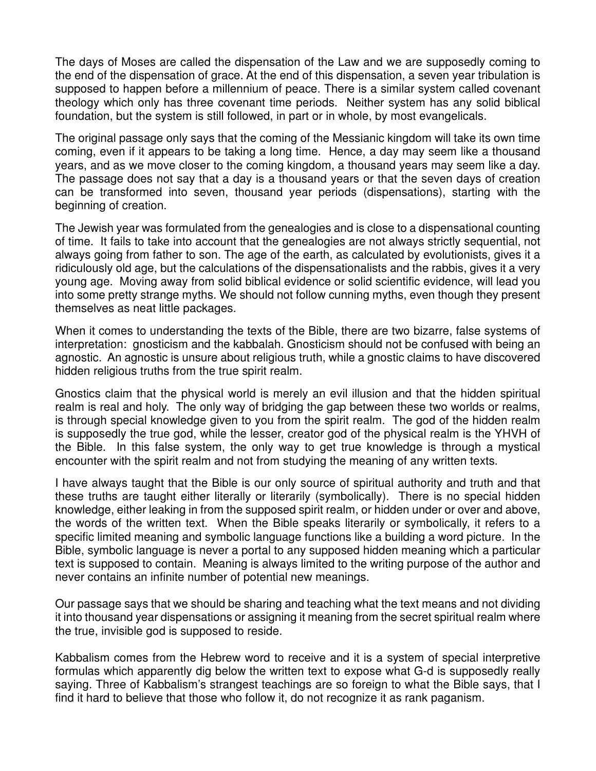The days of Moses are called the dispensation of the Law and we are supposedly coming to the end of the dispensation of grace. At the end of this dispensation, a seven year tribulation is supposed to happen before a millennium of peace. There is a similar system called covenant theology which only has three covenant time periods. Neither system has any solid biblical foundation, but the system is still followed, in part or in whole, by most evangelicals.

The original passage only says that the coming of the Messianic kingdom will take its own time coming, even if it appears to be taking a long time. Hence, a day may seem like a thousand years, and as we move closer to the coming kingdom, a thousand years may seem like a day. The passage does not say that a day is a thousand years or that the seven days of creation can be transformed into seven, thousand year periods (dispensations), starting with the beginning of creation.

The Jewish year was formulated from the genealogies and is close to a dispensational counting of time. It fails to take into account that the genealogies are not always strictly sequential, not always going from father to son. The age of the earth, as calculated by evolutionists, gives it a ridiculously old age, but the calculations of the dispensationalists and the rabbis, gives it a very young age. Moving away from solid biblical evidence or solid scientific evidence, will lead you into some pretty strange myths. We should not follow cunning myths, even though they present themselves as neat little packages.

When it comes to understanding the texts of the Bible, there are two bizarre, false systems of interpretation: gnosticism and the kabbalah. Gnosticism should not be confused with being an agnostic. An agnostic is unsure about religious truth, while a gnostic claims to have discovered hidden religious truths from the true spirit realm.

Gnostics claim that the physical world is merely an evil illusion and that the hidden spiritual realm is real and holy. The only way of bridging the gap between these two worlds or realms, is through special knowledge given to you from the spirit realm. The god of the hidden realm is supposedly the true god, while the lesser, creator god of the physical realm is the YHVH of the Bible. In this false system, the only way to get true knowledge is through a mystical encounter with the spirit realm and not from studying the meaning of any written texts.

I have always taught that the Bible is our only source of spiritual authority and truth and that these truths are taught either literally or literarily (symbolically). There is no special hidden knowledge, either leaking in from the supposed spirit realm, or hidden under or over and above, the words of the written text. When the Bible speaks literarily or symbolically, it refers to a specific limited meaning and symbolic language functions like a building a word picture. In the Bible, symbolic language is never a portal to any supposed hidden meaning which a particular text is supposed to contain. Meaning is always limited to the writing purpose of the author and never contains an infinite number of potential new meanings.

Our passage says that we should be sharing and teaching what the text means and not dividing it into thousand year dispensations or assigning it meaning from the secret spiritual realm where the true, invisible god is supposed to reside.

Kabbalism comes from the Hebrew word to receive and it is a system of special interpretive formulas which apparently dig below the written text to expose what G-d is supposedly really saying. Three of Kabbalism's strangest teachings are so foreign to what the Bible says, that I find it hard to believe that those who follow it, do not recognize it as rank paganism.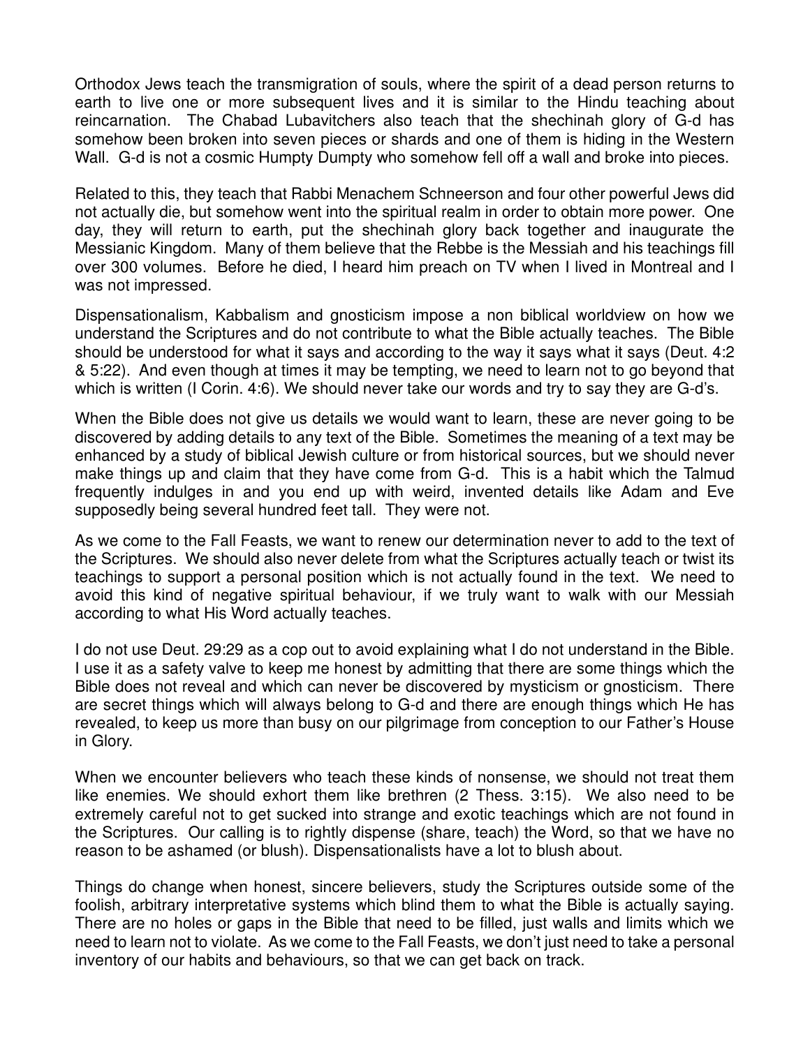Orthodox Jews teach the transmigration of souls, where the spirit of a dead person returns to earth to live one or more subsequent lives and it is similar to the Hindu teaching about reincarnation. The Chabad Lubavitchers also teach that the shechinah glory of G-d has somehow been broken into seven pieces or shards and one of them is hiding in the Western Wall. G-d is not a cosmic Humpty Dumpty who somehow fell off a wall and broke into pieces.

Related to this, they teach that Rabbi Menachem Schneerson and four other powerful Jews did not actually die, but somehow went into the spiritual realm in order to obtain more power. One day, they will return to earth, put the shechinah glory back together and inaugurate the Messianic Kingdom. Many of them believe that the Rebbe is the Messiah and his teachings fill over 300 volumes. Before he died, I heard him preach on TV when I lived in Montreal and I was not impressed.

Dispensationalism, Kabbalism and gnosticism impose a non biblical worldview on how we understand the Scriptures and do not contribute to what the Bible actually teaches. The Bible should be understood for what it says and according to the way it says what it says (Deut. 4:2 & 5:22). And even though at times it may be tempting, we need to learn not to go beyond that which is written (I Corin. 4:6). We should never take our words and try to say they are G-d's.

When the Bible does not give us details we would want to learn, these are never going to be discovered by adding details to any text of the Bible. Sometimes the meaning of a text may be enhanced by a study of biblical Jewish culture or from historical sources, but we should never make things up and claim that they have come from G-d. This is a habit which the Talmud frequently indulges in and you end up with weird, invented details like Adam and Eve supposedly being several hundred feet tall. They were not.

As we come to the Fall Feasts, we want to renew our determination never to add to the text of the Scriptures. We should also never delete from what the Scriptures actually teach or twist its teachings to support a personal position which is not actually found in the text. We need to avoid this kind of negative spiritual behaviour, if we truly want to walk with our Messiah according to what His Word actually teaches.

I do not use Deut. 29:29 as a cop out to avoid explaining what I do not understand in the Bible. I use it as a safety valve to keep me honest by admitting that there are some things which the Bible does not reveal and which can never be discovered by mysticism or gnosticism. There are secret things which will always belong to G-d and there are enough things which He has revealed, to keep us more than busy on our pilgrimage from conception to our Father's House in Glory.

When we encounter believers who teach these kinds of nonsense, we should not treat them like enemies. We should exhort them like brethren (2 Thess. 3:15). We also need to be extremely careful not to get sucked into strange and exotic teachings which are not found in the Scriptures. Our calling is to rightly dispense (share, teach) the Word, so that we have no reason to be ashamed (or blush). Dispensationalists have a lot to blush about.

Things do change when honest, sincere believers, study the Scriptures outside some of the foolish, arbitrary interpretative systems which blind them to what the Bible is actually saying. There are no holes or gaps in the Bible that need to be filled, just walls and limits which we need to learn not to violate. As we come to the Fall Feasts, we don't just need to take a personal inventory of our habits and behaviours, so that we can get back on track.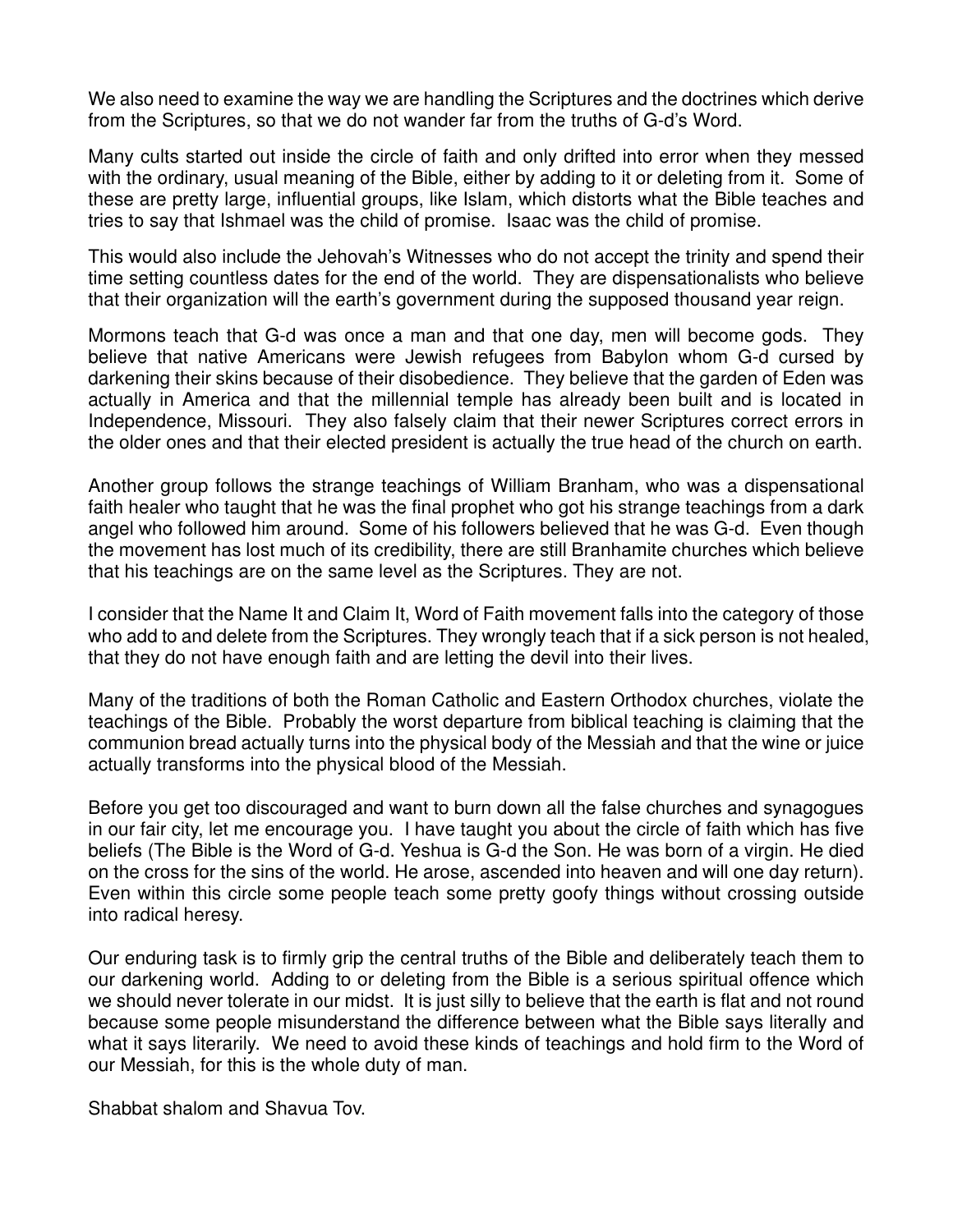We also need to examine the way we are handling the Scriptures and the doctrines which derive from the Scriptures, so that we do not wander far from the truths of G-d's Word.

Many cults started out inside the circle of faith and only drifted into error when they messed with the ordinary, usual meaning of the Bible, either by adding to it or deleting from it. Some of these are pretty large, influential groups, like Islam, which distorts what the Bible teaches and tries to say that Ishmael was the child of promise. Isaac was the child of promise.

This would also include the Jehovah's Witnesses who do not accept the trinity and spend their time setting countless dates for the end of the world. They are dispensationalists who believe that their organization will the earth's government during the supposed thousand year reign.

Mormons teach that G-d was once a man and that one day, men will become gods. They believe that native Americans were Jewish refugees from Babylon whom G-d cursed by darkening their skins because of their disobedience. They believe that the garden of Eden was actually in America and that the millennial temple has already been built and is located in Independence, Missouri. They also falsely claim that their newer Scriptures correct errors in the older ones and that their elected president is actually the true head of the church on earth.

Another group follows the strange teachings of William Branham, who was a dispensational faith healer who taught that he was the final prophet who got his strange teachings from a dark angel who followed him around. Some of his followers believed that he was G-d. Even though the movement has lost much of its credibility, there are still Branhamite churches which believe that his teachings are on the same level as the Scriptures. They are not.

I consider that the Name It and Claim It, Word of Faith movement falls into the category of those who add to and delete from the Scriptures. They wrongly teach that if a sick person is not healed, that they do not have enough faith and are letting the devil into their lives.

Many of the traditions of both the Roman Catholic and Eastern Orthodox churches, violate the teachings of the Bible. Probably the worst departure from biblical teaching is claiming that the communion bread actually turns into the physical body of the Messiah and that the wine or juice actually transforms into the physical blood of the Messiah.

Before you get too discouraged and want to burn down all the false churches and synagogues in our fair city, let me encourage you. I have taught you about the circle of faith which has five beliefs (The Bible is the Word of G-d. Yeshua is G-d the Son. He was born of a virgin. He died on the cross for the sins of the world. He arose, ascended into heaven and will one day return). Even within this circle some people teach some pretty goofy things without crossing outside into radical heresy.

Our enduring task is to firmly grip the central truths of the Bible and deliberately teach them to our darkening world. Adding to or deleting from the Bible is a serious spiritual offence which we should never tolerate in our midst. It is just silly to believe that the earth is flat and not round because some people misunderstand the difference between what the Bible says literally and what it says literarily. We need to avoid these kinds of teachings and hold firm to the Word of our Messiah, for this is the whole duty of man.

Shabbat shalom and Shavua Tov.